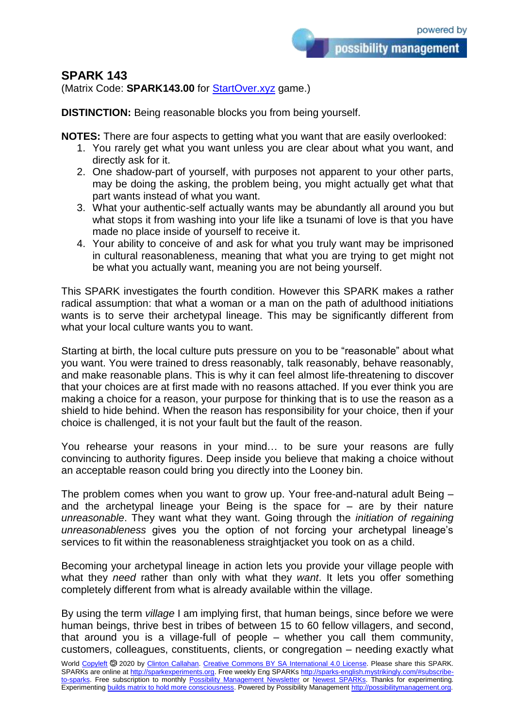## SPARK 143

(Matrix Code: **SPARK143.00** for StartOver.xyz game.)

**DISTINCTION:** Being reasonable blocks you from being yourself.

**NOTES:** There are four aspects to getting what you want that are easily overlooked:

1. You rarely get what you want unless you are clear about what you want, and directly ask for it.
2. One shadow-part of yourself, with purposes not apparent to your other parts, may be doing the asking, the problem being, you might actually get what that part wants instead of what you want.
3. What your authentic-self actually wants may be abundantly all around you but what stops it from washing into your life like a tsunami of love is that you have made no place inside of yourself to receive it.
4. Your ability to conceive of and ask for what you truly want may be imprisoned in cultural reasonableness, meaning that what you are trying to get might not be what you actually want, meaning you are not being yourself.

This SPARK investigates the fourth condition. However this SPARK makes a rather radical assumption: that what a woman or a man on the path of adulthood initiations wants is to serve their archetypal lineage. This may be significantly different from what your local culture wants you to want.

Starting at birth, the local culture puts pressure on you to be "reasonable" about what you want. You were trained to dress reasonably, talk reasonably, behave reasonably, and make reasonable plans. This is why it can feel almost life-threatening to discover that your choices are at first made with no reasons attached. If you ever think you are making a choice for a reason, your purpose for thinking that is to use the reason as a shield to hide behind. When the reason has responsibility for your choice, then if your choice is challenged, it is not your fault but the fault of the reason.

You rehearse your reasons in your mind… to be sure your reasons are fully convincing to authority figures. Deep inside you believe that making a choice without an acceptable reason could bring you directly into the Looney bin.

The problem comes when you want to grow up. Your free-and-natural adult Being – and the archetypal lineage your Being is the space for – are by their nature *unreasonable*. They want what they want. Going through the *initiation of regaining unreasonableness* gives you the option of not forcing your archetypal lineage's services to fit within the reasonableness straightjacket you took on as a child.

Becoming your archetypal lineage in action lets you provide your village people with what they *need* rather than only with what they *want*. It lets you offer something completely different from what is already available within the village.

By using the term *village* I am implying first, that human beings, since before we were human beings, thrive best in tribes of between 15 to 60 fellow villagers, and second, that around you is a village-full of people – whether you call them community, customers, colleagues, constituents, clients, or congregation – needing exactly what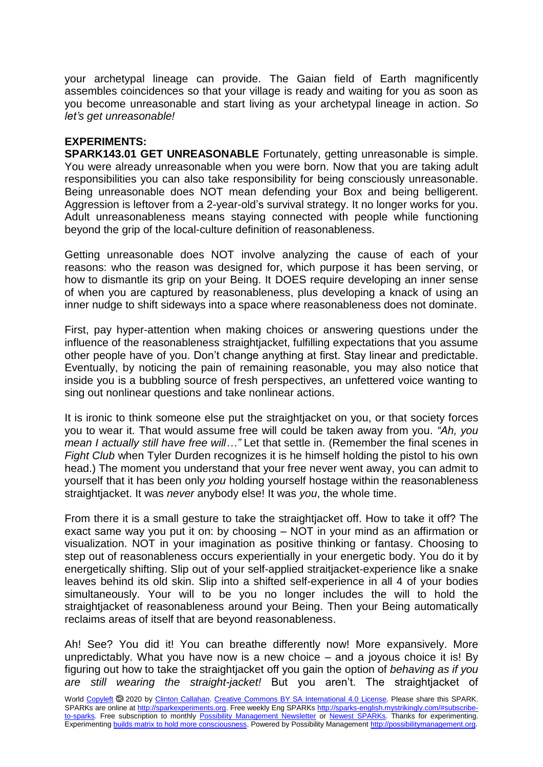your archetypal lineage can provide. The Gaian field of Earth magnificently assembles coincidences so that your village is ready and waiting for you as soon as you become unreasonable and start living as your archetypal lineage in action. *So let's get unreasonable!*

**EXPERIMENTS:**

**SPARK143.01 GET UNREASONABLE** Fortunately, getting unreasonable is simple. You were already unreasonable when you were born. Now that you are taking adult responsibilities you can also take responsibility for being consciously unreasonable. Being unreasonable does NOT mean defending your Box and being belligerent. Aggression is leftover from a 2-year-old's survival strategy. It no longer works for you. Adult unreasonableness means staying connected with people while functioning beyond the grip of the local-culture definition of reasonableness.

Getting unreasonable does NOT involve analyzing the cause of each of your reasons: who the reason was designed for, which purpose it has been serving, or how to dismantle its grip on your Being. It DOES require developing an inner sense of when you are captured by reasonableness, plus developing a knack of using an inner nudge to shift sideways into a space where reasonableness does not dominate.

First, pay hyper-attention when making choices or answering questions under the influence of the reasonableness straightjacket, fulfilling expectations that you assume other people have of you. Don't change anything at first. Stay linear and predictable. Eventually, by noticing the pain of remaining reasonable, you may also notice that inside you is a bubbling source of fresh perspectives, an unfettered voice wanting to sing out nonlinear questions and take nonlinear actions.

It is ironic to think someone else put the straightjacket on you, or that society forces you to wear it. That would assume free will could be taken away from you. *"Ah, you mean I actually still have free will…"* Let that settle in. (Remember the final scenes in *Fight Club* when Tyler Durden recognizes it is he himself holding the pistol to his own head.) The moment you understand that your free never went away, you can admit to yourself that it has been only *you* holding yourself hostage within the reasonableness straightjacket. It was *never* anybody else! It was *you*, the whole time.

From there it is a small gesture to take the straightjacket off. How to take it off? The exact same way you put it on: by choosing – NOT in your mind as an affirmation or visualization. NOT in your imagination as positive thinking or fantasy. Choosing to step out of reasonableness occurs experientially in your energetic body. You do it by energetically shifting. Slip out of your self-applied straitjacket-experience like a snake leaves behind its old skin. Slip into a shifted self-experience in all 4 of your bodies simultaneously. Your will to be you no longer includes the will to hold the straightjacket of reasonableness around your Being. Then your Being automatically reclaims areas of itself that are beyond reasonableness.

Ah! See? You did it! You can breathe differently now! More expansively. More unpredictably. What you have now is a new choice – and a joyous choice it is! By figuring out how to take the straightjacket off you gain the option of *behaving as if you are still wearing the straight-jacket!* But you aren't. The straightjacket of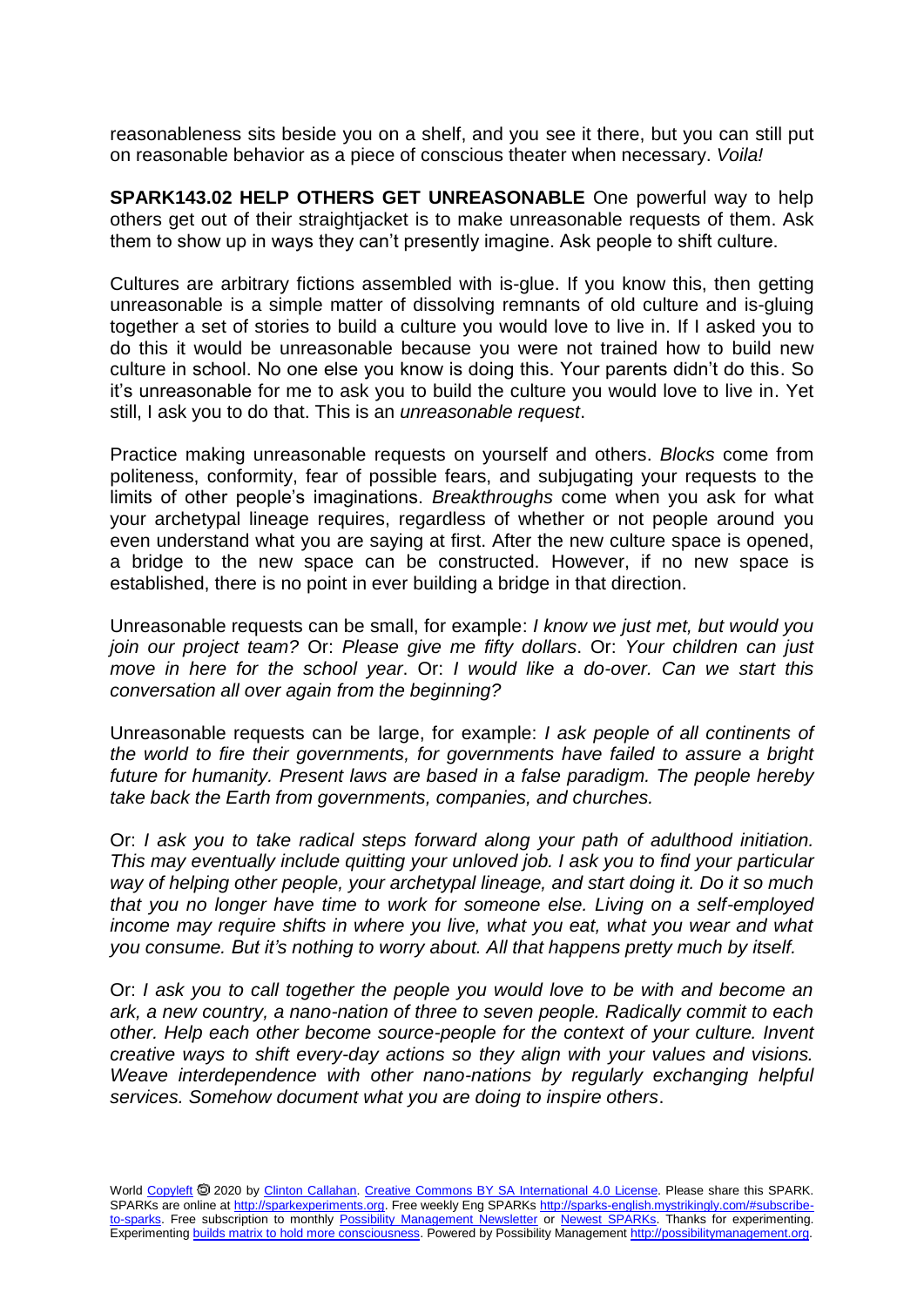reasonableness sits beside you on a shelf, and you see it there, but you can still put on reasonable behavior as a piece of conscious theater when necessary. *Voila!*

**SPARK143.02 HELP OTHERS GET UNREASONABLE** One powerful way to help others get out of their straightjacket is to make unreasonable requests of them. Ask them to show up in ways they can't presently imagine. Ask people to shift culture.

Cultures are arbitrary fictions assembled with is-glue. If you know this, then getting unreasonable is a simple matter of dissolving remnants of old culture and is-gluing together a set of stories to build a culture you would love to live in. If I asked you to do this it would be unreasonable because you were not trained how to build new culture in school. No one else you know is doing this. Your parents didn't do this. So it's unreasonable for me to ask you to build the culture you would love to live in. Yet still, I ask you to do that. This is an *unreasonable request*.

Practice making unreasonable requests on yourself and others. *Blocks* come from politeness, conformity, fear of possible fears, and subjugating your requests to the limits of other people's imaginations. *Breakthroughs* come when you ask for what your archetypal lineage requires, regardless of whether or not people around you even understand what you are saying at first. After the new culture space is opened, a bridge to the new space can be constructed. However, if no new space is established, there is no point in ever building a bridge in that direction.

Unreasonable requests can be small, for example: *I know we just met, but would you join our project team?* Or: *Please give me fifty dollars*. Or: *Your children can just move in here for the school year*. Or: *I would like a do-over. Can we start this conversation all over again from the beginning?*

Unreasonable requests can be large, for example: *I ask people of all continents of the world to fire their governments, for governments have failed to assure a bright future for humanity. Present laws are based in a false paradigm. The people hereby take back the Earth from governments, companies, and churches.*

Or: *I ask you to take radical steps forward along your path of adulthood initiation. This may eventually include quitting your unloved job. I ask you to find your particular way of helping other people, your archetypal lineage, and start doing it. Do it so much that you no longer have time to work for someone else. Living on a self-employed income may require shifts in where you live, what you eat, what you wear and what you consume. But it's nothing to worry about. All that happens pretty much by itself.*

Or: *I ask you to call together the people you would love to be with and become an ark, a new country, a nano-nation of three to seven people. Radically commit to each other. Help each other become source-people for the context of your culture. Invent creative ways to shift every-day actions so they align with your values and visions. Weave interdependence with other nano-nations by regularly exchanging helpful services. Somehow document what you are doing to inspire others*.